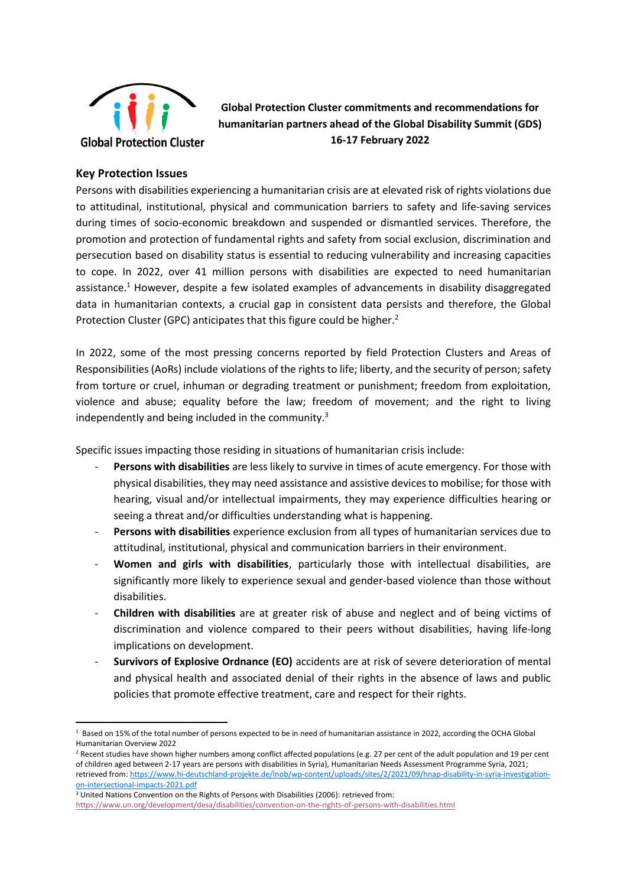**Global Protection Cluster**

# Global Protection Cluster commitments and recommendations for humanitarian partners ahead of the Global Disability Summit (GDS) 16-17 February 2022

## Key Protection Issues

Persons with disabilities experiencing a humanitarian crisis are at elevated risk of rights violations due to attitudinal, institutional, physical and communication barriers to safety and life-saving services during times of socio-economic breakdown and suspended or dismantled services. Therefore, the promotion and protection of fundamental rights and safety from social exclusion, discrimination and persecution based on disability status is essential to reducing vulnerability and increasing capacities to cope. In 2022, over 41 million persons with disabilities are expected to need humanitarian assistance.[1] However, despite a few isolated examples of advancements in disability disaggregated data in humanitarian contexts, a crucial gap in consistent data persists and therefore, the Global Protection Cluster (GPC) anticipates that this figure could be higher.[2]

In 2022, some of the most pressing concerns reported by field Protection Clusters and Areas of Responsibilities (AoRs) include violations of the rights to life; liberty, and the security of person; safety from torture or cruel, inhuman or degrading treatment or punishment; freedom from exploitation, violence and abuse; equality before the law; freedom of movement; and the right to living independently and being included in the community.[3]

Specific issues impacting those residing in situations of humanitarian crisis include:

- **Persons with disabilities** are less likely to survive in times of acute emergency. For those with physical disabilities, they may need assistance and assistive devices to mobilise; for those with hearing, visual and/or intellectual impairments, they may experience difficulties hearing or seeing a threat and/or difficulties understanding what is happening.
- **Persons with disabilities** experience exclusion from all types of humanitarian services due to attitudinal, institutional, physical and communication barriers in their environment.
- **Women and girls with disabilities**, particularly those with intellectual disabilities, are significantly more likely to experience sexual and gender-based violence than those without disabilities.
- **Children with disabilities** are at greater risk of abuse and neglect and of being victims of discrimination and violence compared to their peers without disabilities, having life-long implications on development.
- **Survivors of Explosive Ordnance (EO)** accidents are at risk of severe deterioration of mental and physical health and associated denial of their rights in the absence of laws and public policies that promote effective treatment, care and respect for their rights.

---

[1] Based on 15% of the total number of persons expected to be in need of humanitarian assistance in 2022, according the OCHA Global Humanitarian Overview 2022

[2] Recent studies have shown higher numbers among conflict affected populations (e.g. 27 per cent of the adult population and 19 per cent of children aged between 2-17 years are persons with disabilities in Syria), Humanitarian Needs Assessment Programme Syria, 2021; retrieved from: https://www.hi-deutschland-projekte.de/lnob/wp-content/uploads/sites/2/2021/09/hnap-disability-in-syria-investigation-on-intersectional-impacts-2021.pdf

[3] United Nations Convention on the Rights of Persons with Disabilities (2006): retrieved from: https://www.un.org/development/desa/disabilities/convention-on-the-rights-of-persons-with-disabilities.html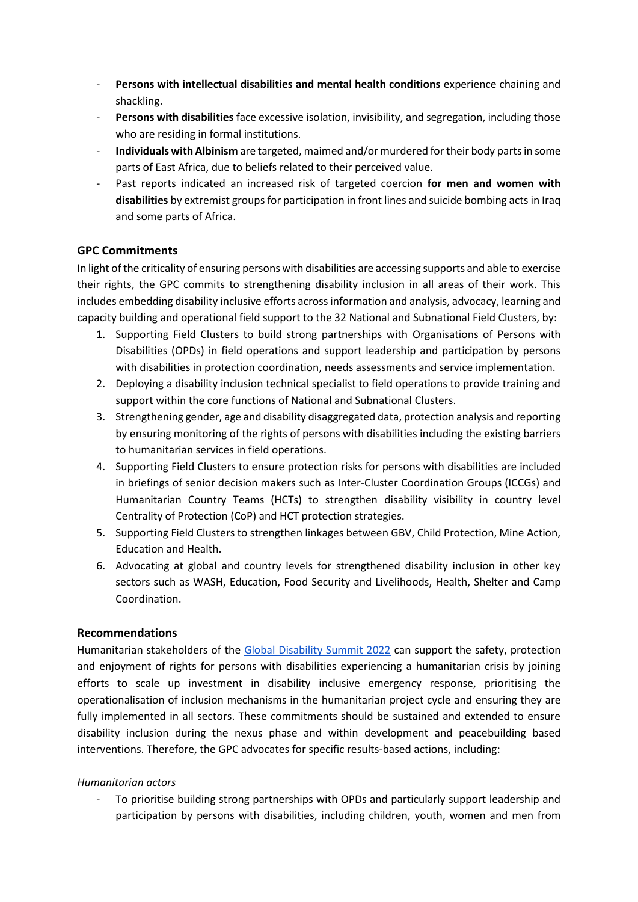- **Persons with intellectual disabilities and mental health conditions** experience chaining and shackling.
- **Persons with disabilities** face excessive isolation, invisibility, and segregation, including those who are residing in formal institutions.
- **Individuals with Albinism** are targeted, maimed and/or murdered for their body parts in some parts of East Africa, due to beliefs related to their perceived value.
- Past reports indicated an increased risk of targeted coercion **for men and women with disabilities** by extremist groups for participation in front lines and suicide bombing acts in Iraq and some parts of Africa.

## GPC Commitments

In light of the criticality of ensuring persons with disabilities are accessing supports and able to exercise their rights, the GPC commits to strengthening disability inclusion in all areas of their work. This includes embedding disability inclusive efforts across information and analysis, advocacy, learning and capacity building and operational field support to the 32 National and Subnational Field Clusters, by:

1. Supporting Field Clusters to build strong partnerships with Organisations of Persons with Disabilities (OPDs) in field operations and support leadership and participation by persons with disabilities in protection coordination, needs assessments and service implementation.
2. Deploying a disability inclusion technical specialist to field operations to provide training and support within the core functions of National and Subnational Clusters.
3. Strengthening gender, age and disability disaggregated data, protection analysis and reporting by ensuring monitoring of the rights of persons with disabilities including the existing barriers to humanitarian services in field operations.
4. Supporting Field Clusters to ensure protection risks for persons with disabilities are included in briefings of senior decision makers such as Inter-Cluster Coordination Groups (ICCGs) and Humanitarian Country Teams (HCTs) to strengthen disability visibility in country level Centrality of Protection (CoP) and HCT protection strategies.
5. Supporting Field Clusters to strengthen linkages between GBV, Child Protection, Mine Action, Education and Health.
6. Advocating at global and country levels for strengthened disability inclusion in other key sectors such as WASH, Education, Food Security and Livelihoods, Health, Shelter and Camp Coordination.

## Recommendations

Humanitarian stakeholders of the [Global Disability Summit 2022]() can support the safety, protection and enjoyment of rights for persons with disabilities experiencing a humanitarian crisis by joining efforts to scale up investment in disability inclusive emergency response, prioritising the operationalisation of inclusion mechanisms in the humanitarian project cycle and ensuring they are fully implemented in all sectors. These commitments should be sustained and extended to ensure disability inclusion during the nexus phase and within development and peacebuilding based interventions. Therefore, the GPC advocates for specific results-based actions, including:

*Humanitarian actors*

- To prioritise building strong partnerships with OPDs and particularly support leadership and participation by persons with disabilities, including children, youth, women and men from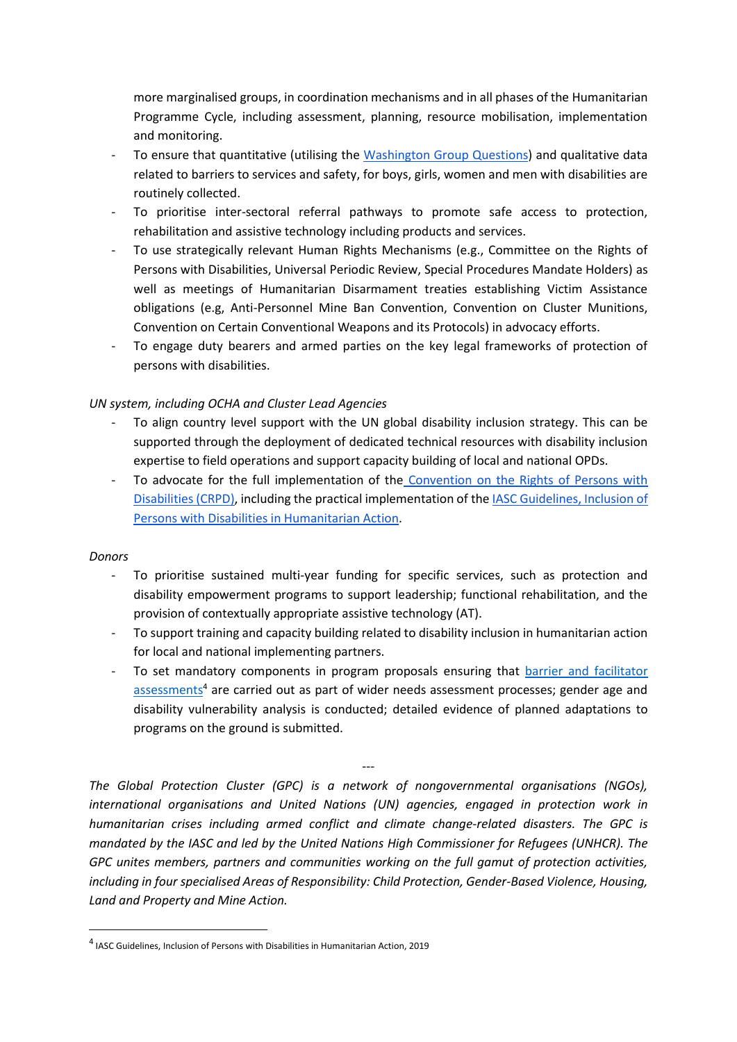more marginalised groups, in coordination mechanisms and in all phases of the Humanitarian Programme Cycle, including assessment, planning, resource mobilisation, implementation and monitoring.

- To ensure that quantitative (utilising the Washington Group Questions) and qualitative data related to barriers to services and safety, for boys, girls, women and men with disabilities are routinely collected.
- To prioritise inter-sectoral referral pathways to promote safe access to protection, rehabilitation and assistive technology including products and services.
- To use strategically relevant Human Rights Mechanisms (e.g., Committee on the Rights of Persons with Disabilities, Universal Periodic Review, Special Procedures Mandate Holders) as well as meetings of Humanitarian Disarmament treaties establishing Victim Assistance obligations (e.g, Anti-Personnel Mine Ban Convention, Convention on Cluster Munitions, Convention on Certain Conventional Weapons and its Protocols) in advocacy efforts.
- To engage duty bearers and armed parties on the key legal frameworks of protection of persons with disabilities.

*UN system, including OCHA and Cluster Lead Agencies*

- To align country level support with the UN global disability inclusion strategy. This can be supported through the deployment of dedicated technical resources with disability inclusion expertise to field operations and support capacity building of local and national OPDs.
- To advocate for the full implementation of the Convention on the Rights of Persons with Disabilities (CRPD), including the practical implementation of the IASC Guidelines, Inclusion of Persons with Disabilities in Humanitarian Action.

*Donors*

- To prioritise sustained multi-year funding for specific services, such as protection and disability empowerment programs to support leadership; functional rehabilitation, and the provision of contextually appropriate assistive technology (AT).
- To support training and capacity building related to disability inclusion in humanitarian action for local and national implementing partners.
- To set mandatory components in program proposals ensuring that barrier and facilitator assessments[4] are carried out as part of wider needs assessment processes; gender age and disability vulnerability analysis is conducted; detailed evidence of planned adaptations to programs on the ground is submitted.

---

*The Global Protection Cluster (GPC) is a network of nongovernmental organisations (NGOs), international organisations and United Nations (UN) agencies, engaged in protection work in humanitarian crises including armed conflict and climate change-related disasters. The GPC is mandated by the IASC and led by the United Nations High Commissioner for Refugees (UNHCR). The GPC unites members, partners and communities working on the full gamut of protection activities, including in four specialised Areas of Responsibility: Child Protection, Gender-Based Violence, Housing, Land and Property and Mine Action.*

[4] IASC Guidelines, Inclusion of Persons with Disabilities in Humanitarian Action, 2019